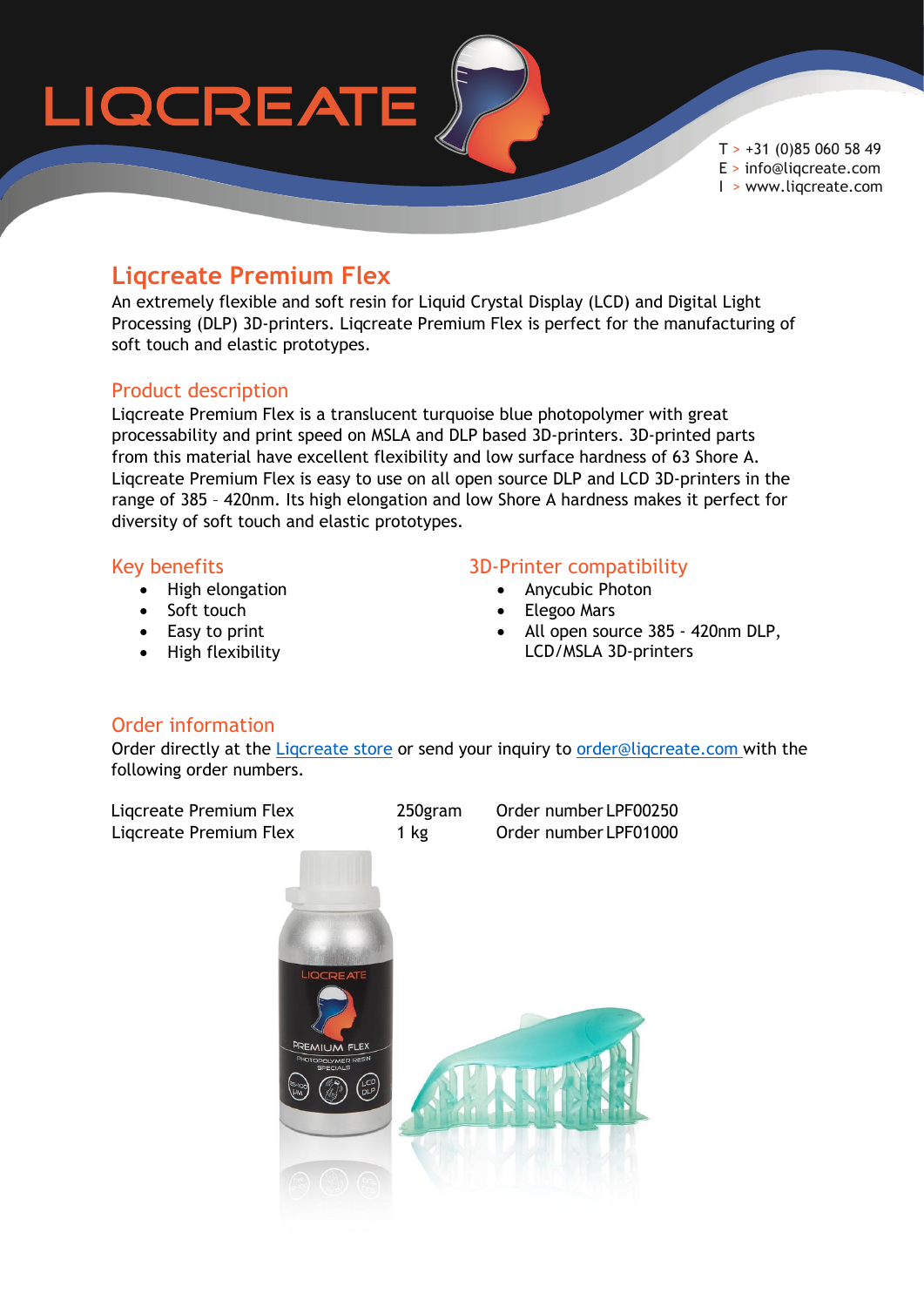# Liqcreate Premium Flex

An extremely flexible and soft resin for Liquid Crystal Display (LCD) and Digital Light Processing (DLP) 3D-printers. Liqcreate Premium Flex is perfect for the manufacturing of soft touch and elastic prototypes.

## Product description

Liqcreate Premium Flex is a translucent turquoise blue photopolymer with great processability and print speed on MSLA and DLP based 3D-printers. 3D-printed parts from this material have excellent flexibility and low surface hardness of 63 Shore A. Liqcreate Premium Flex is easy to use on all open source DLP and LCD 3D-printers in the range of 385 – 420nm. Its high elongation and low Shore A hardness makes it perfect for diversity of soft touch and elastic prototypes.

## Key benefits

- High elongation
- Soft touch
- Easy to print
- High flexibility

## 3D-Printer compatibility

- Anycubic Photon
- Elegoo Mars
- All open source 385 - 420nm DLP, LCD/MSLA 3D-printers

## Order information

Order directly at the Liqcreate store or send your inquiry to order@liqcreate.com with the following order numbers.

| | | |
|---|---|---|
| Liqcreate Premium Flex | 250gram | Order number LPF00250 |
| Liqcreate Premium Flex | 1 kg | Order number LPF01000 |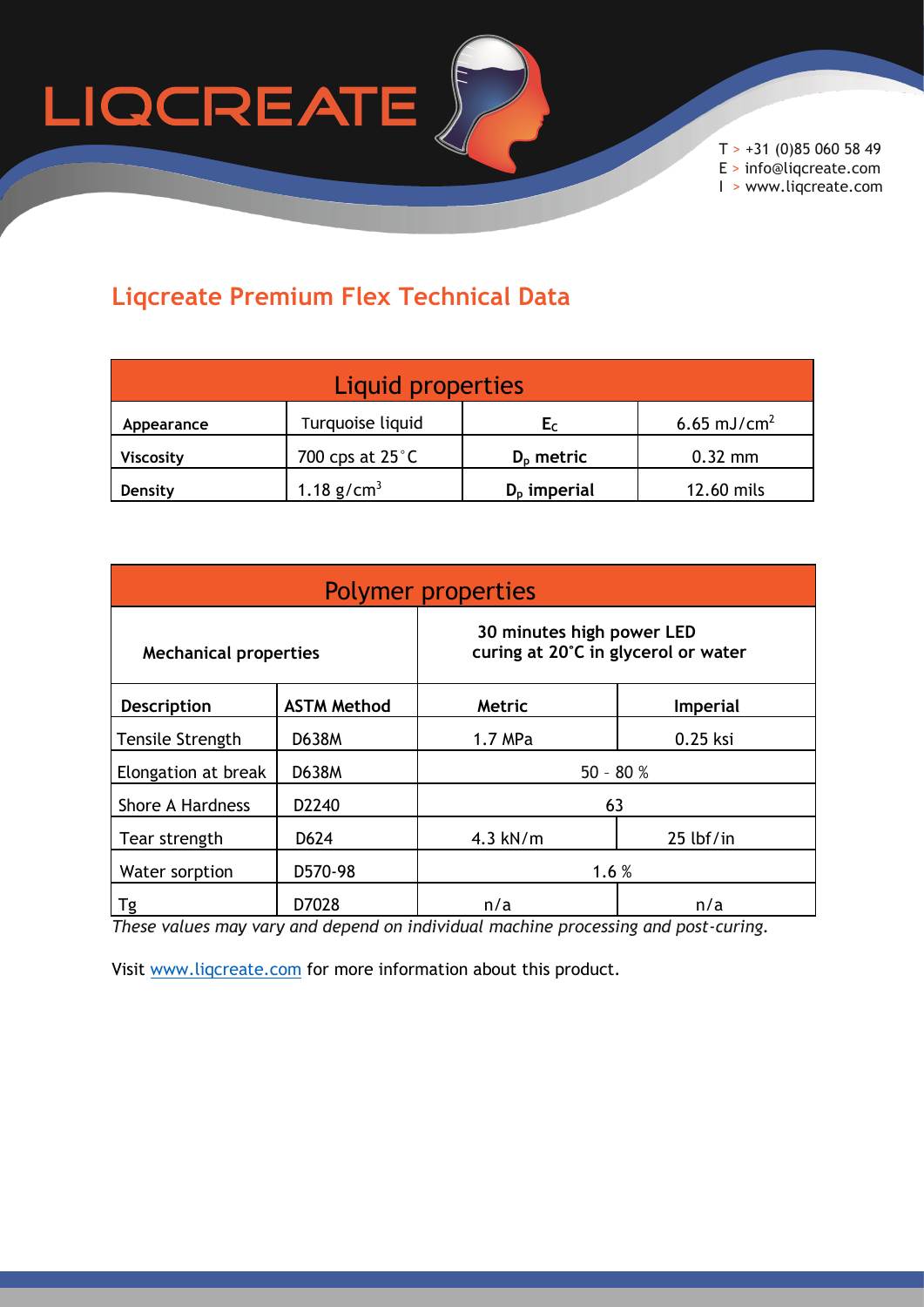## Liqcreate Premium Flex Technical Data

| Liquid properties | | | |
|---|---|---|---|
| **Appearance** | Turquoise liquid | **$E_C$** | 6.65 $mJ/cm^2$ |
| **Viscosity** | 700 cps at 25°C | **$D_p$ metric** | 0.32 mm |
| **Density** | 1.18 $g/cm^3$ | **$D_p$ imperial** | 12.60 mils |

| Polymer properties | | | |
|---|---|---|---|
| **Mechanical properties** | | **30 minutes high power LED curing at 20°C in glycerol or water** | |
| **Description** | **ASTM Method** | **Metric** | **Imperial** |
| Tensile Strength | D638M | 1.7 MPa | 0.25 ksi |
| Elongation at break | D638M | 50 – 80 % | |
| Shore A Hardness | D2240 | 63 | |
| Tear strength | D624 | 4.3 kN/m | 25 lbf/in |
| Water sorption | D570-98 | 1.6 % | |
| Tg | D7028 | n/a | n/a |

*These values may vary and depend on individual machine processing and post-curing.*

Visit www.liqcreate.com for more information about this product.